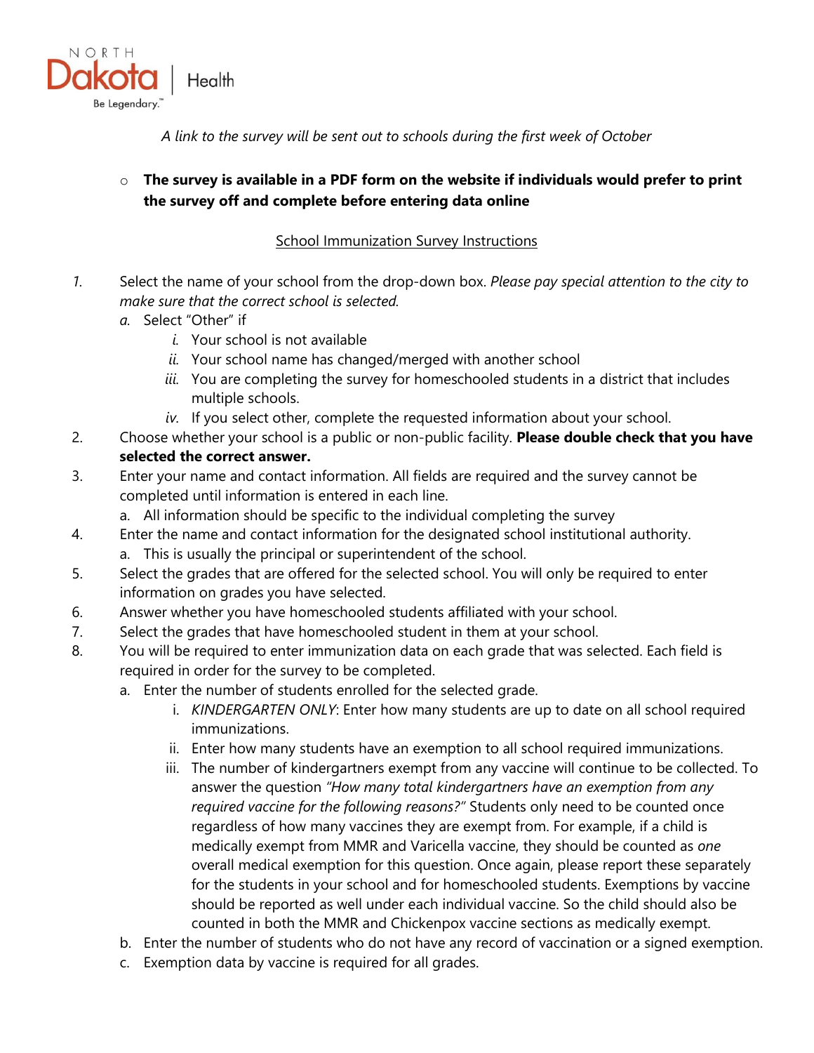*A link to the survey will be sent out to schools during the first week of October*

- **The survey is available in a PDF form on the website if individuals would prefer to print the survey off and complete before entering data online**

School Immunization Survey Instructions

1. Select the name of your school from the drop-down box. *Please pay special attention to the city to make sure that the correct school is selected.*
   a. Select "Other" if
      i. Your school is not available
      ii. Your school name has changed/merged with another school
      iii. You are completing the survey for homeschooled students in a district that includes multiple schools.
      iv. If you select other, complete the requested information about your school.
2. Choose whether your school is a public or non-public facility. **Please double check that you have selected the correct answer.**
3. Enter your name and contact information. All fields are required and the survey cannot be completed until information is entered in each line.
   a. All information should be specific to the individual completing the survey
4. Enter the name and contact information for the designated school institutional authority.
   a. This is usually the principal or superintendent of the school.
5. Select the grades that are offered for the selected school. You will only be required to enter information on grades you have selected.
6. Answer whether you have homeschooled students affiliated with your school.
7. Select the grades that have homeschooled student in them at your school.
8. You will be required to enter immunization data on each grade that was selected. Each field is required in order for the survey to be completed.
   a. Enter the number of students enrolled for the selected grade.
      i. *KINDERGARTEN ONLY*: Enter how many students are up to date on all school required immunizations.
      ii. Enter how many students have an exemption to all school required immunizations.
      iii. The number of kindergartners exempt from any vaccine will continue to be collected. To answer the question *"How many total kindergartners have an exemption from any required vaccine for the following reasons?"* Students only need to be counted once regardless of how many vaccines they are exempt from. For example, if a child is medically exempt from MMR and Varicella vaccine, they should be counted as *one* overall medical exemption for this question. Once again, please report these separately for the students in your school and for homeschooled students. Exemptions by vaccine should be reported as well under each individual vaccine. So the child should also be counted in both the MMR and Chickenpox vaccine sections as medically exempt.
   b. Enter the number of students who do not have any record of vaccination or a signed exemption.
   c. Exemption data by vaccine is required for all grades.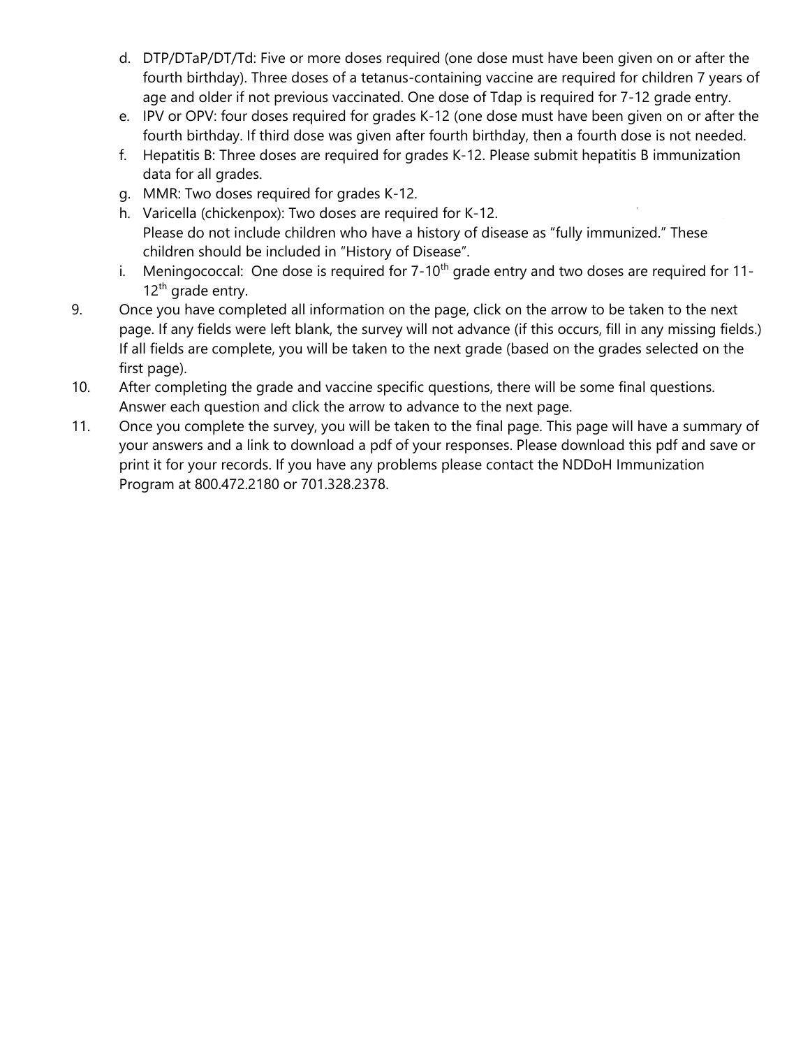d. DTP/DTaP/DT/Td: Five or more doses required (one dose must have been given on or after the fourth birthday). Three doses of a tetanus-containing vaccine are required for children 7 years of age and older if not previous vaccinated. One dose of Tdap is required for 7-12 grade entry.
e. IPV or OPV: four doses required for grades K-12 (one dose must have been given on or after the fourth birthday. If third dose was given after fourth birthday, then a fourth dose is not needed.
f. Hepatitis B: Three doses are required for grades K-12. Please submit hepatitis B immunization data for all grades.
g. MMR: Two doses required for grades K-12.
h. Varicella (chickenpox): Two doses are required for K-12.
   Please do not include children who have a history of disease as "fully immunized." These children should be included in "History of Disease".
i. Meningococcal: One dose is required for 7-10th grade entry and two doses are required for 11-12th grade entry.

9. Once you have completed all information on the page, click on the arrow to be taken to the next page. If any fields were left blank, the survey will not advance (if this occurs, fill in any missing fields.) If all fields are complete, you will be taken to the next grade (based on the grades selected on the first page).
10. After completing the grade and vaccine specific questions, there will be some final questions. Answer each question and click the arrow to advance to the next page.
11. Once you complete the survey, you will be taken to the final page. This page will have a summary of your answers and a link to download a pdf of your responses. Please download this pdf and save or print it for your records. If you have any problems please contact the NDDoH Immunization Program at 800.472.2180 or 701.328.2378.